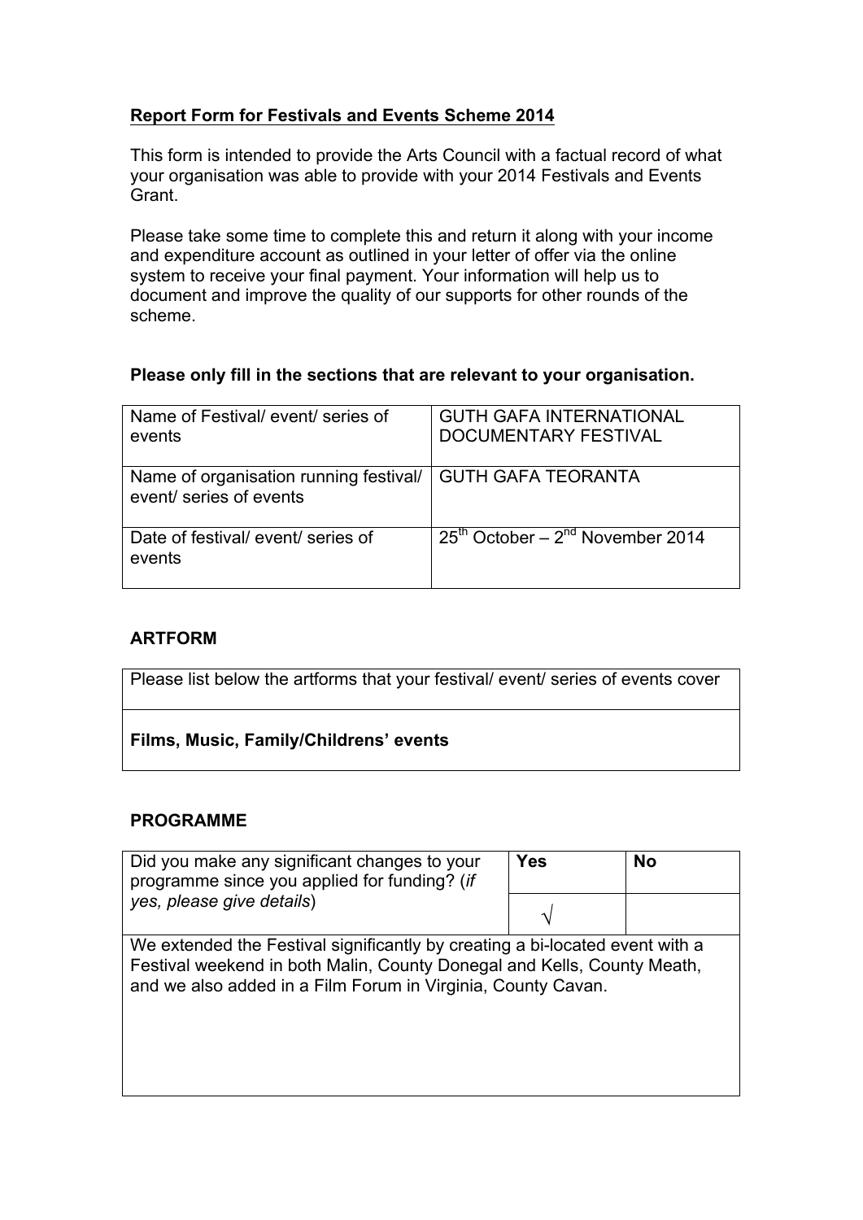**Report Form for Festivals and Events Scheme 2014**

This form is intended to provide the Arts Council with a factual record of what your organisation was able to provide with your 2014 Festivals and Events Grant.

Please take some time to complete this and return it along with your income and expenditure account as outlined in your letter of offer via the online system to receive your final payment. Your information will help us to document and improve the quality of our supports for other rounds of the scheme.

**Please only fill in the sections that are relevant to your organisation.**

| | |
|---|---|
| Name of Festival/ event/ series of events | GUTH GAFA INTERNATIONAL DOCUMENTARY FESTIVAL |
| Name of organisation running festival/ event/ series of events | GUTH GAFA TEORANTA |
| Date of festival/ event/ series of events | 25th October – 2nd November 2014 |

**ARTFORM**

| Please list below the artforms that your festival/ event/ series of events cover |
|---|
| **Films, Music, Family/Childrens' events** |

**PROGRAMME**

| Did you make any significant changes to your programme since you applied for funding? (*if yes, please give details*) | **Yes** | **No** |
|---|---|---|
| | √ | |
| We extended the Festival significantly by creating a bi-located event with a Festival weekend in both Malin, County Donegal and Kells, County Meath, and we also added in a Film Forum in Virginia, County Cavan. | | |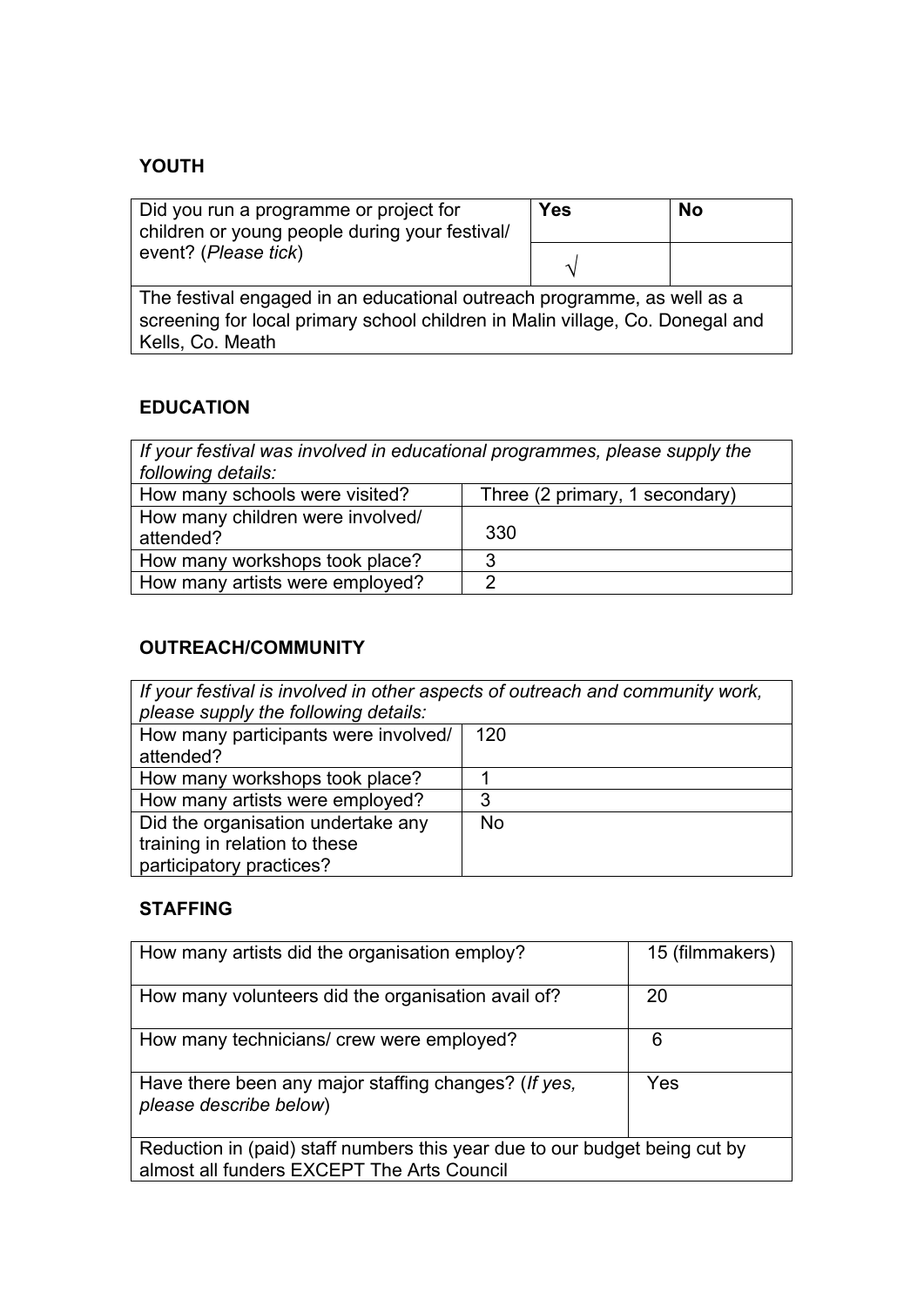## YOUTH

| Did you run a programme or project for children or young people during your festival/ event? (*Please tick*) | **Yes** | **No** |
|---|---|---|
| | √ | |
| The festival engaged in an educational outreach programme, as well as a screening for local primary school children in Malin village, Co. Donegal and Kells, Co. Meath | | |

## EDUCATION

| *If your festival was involved in educational programmes, please supply the following details:* | |
|---|---|
| How many schools were visited? | Three (2 primary, 1 secondary) |
| How many children were involved/ attended? | 330 |
| How many workshops took place? | 3 |
| How many artists were employed? | 2 |

## OUTREACH/COMMUNITY

| *If your festival is involved in other aspects of outreach and community work, please supply the following details:* | |
|---|---|
| How many participants were involved/ attended? | 120 |
| How many workshops took place? | 1 |
| How many artists were employed? | 3 |
| Did the organisation undertake any training in relation to these participatory practices? | No |

## STAFFING

| How many artists did the organisation employ? | 15 (filmmakers) |
|---|---|
| How many volunteers did the organisation avail of? | 20 |
| How many technicians/ crew were employed? | 6 |
| Have there been any major staffing changes? (*If yes, please describe below*) | Yes |
| Reduction in (paid) staff numbers this year due to our budget being cut by almost all funders EXCEPT The Arts Council | |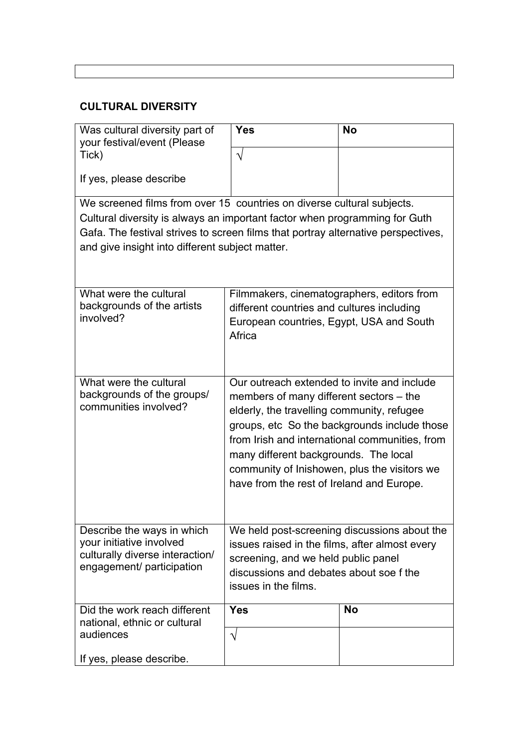## CULTURAL DIVERSITY

| Was cultural diversity part of your festival/event (Please Tick)<br><br>If yes, please describe | Yes | No |
|---|---|---|
| | √ | |
| We screened films from over 15 countries on diverse cultural subjects. Cultural diversity is always an important factor when programming for Guth Gafa. The festival strives to screen films that portray alternative perspectives, and give insight into different subject matter. | | |
| What were the cultural backgrounds of the artists involved? | Filmmakers, cinematographers, editors from different countries and cultures including European countries, Egypt, USA and South Africa | |
| What were the cultural backgrounds of the groups/ communities involved? | Our outreach extended to invite and include members of many different sectors – the elderly, the travelling community, refugee groups, etc So the backgrounds include those from Irish and international communities, from many different backgrounds. The local community of Inishowen, plus the visitors we have from the rest of Ireland and Europe. | |
| Describe the ways in which your initiative involved culturally diverse interaction/ engagement/ participation | We held post-screening discussions about the issues raised in the films, after almost every screening, and we held public panel discussions and debates about soe f the issues in the films. | |
| Did the work reach different national, ethnic or cultural audiences<br><br>If yes, please describe. | Yes | No |
| | √ | |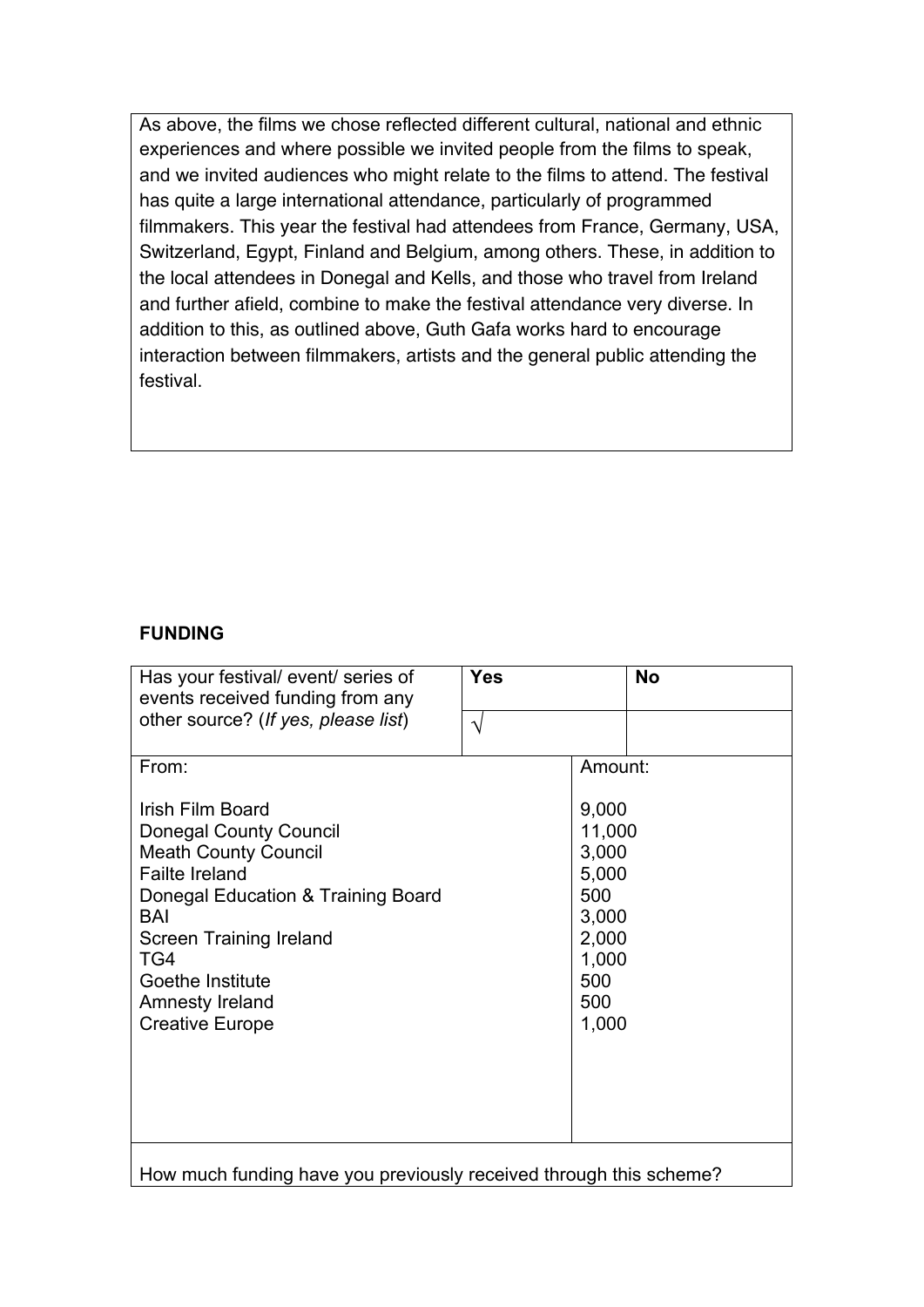As above, the films we chose reflected different cultural, national and ethnic experiences and where possible we invited people from the films to speak, and we invited audiences who might relate to the films to attend. The festival has quite a large international attendance, particularly of programmed filmmakers. This year the festival had attendees from France, Germany, USA, Switzerland, Egypt, Finland and Belgium, among others. These, in addition to the local attendees in Donegal and Kells, and those who travel from Ireland and further afield, combine to make the festival attendance very diverse. In addition to this, as outlined above, Guth Gafa works hard to encourage interaction between filmmakers, artists and the general public attending the festival.

**FUNDING**

| Has your festival/ event/ series of events received funding from any other source? (*If yes, please list*) | **Yes** | **No** |
|---|---|---|
| | √ | |

| From: | Amount: |
|---|---|
| Irish Film Board | 9,000 |
| Donegal County Council | 11,000 |
| Meath County Council | 3,000 |
| Failte Ireland | 5,000 |
| Donegal Education & Training Board | 500 |
| BAI | 3,000 |
| Screen Training Ireland | 2,000 |
| TG4 | 1,000 |
| Goethe Institute | 500 |
| Amnesty Ireland | 500 |
| Creative Europe | 1,000 |

How much funding have you previously received through this scheme?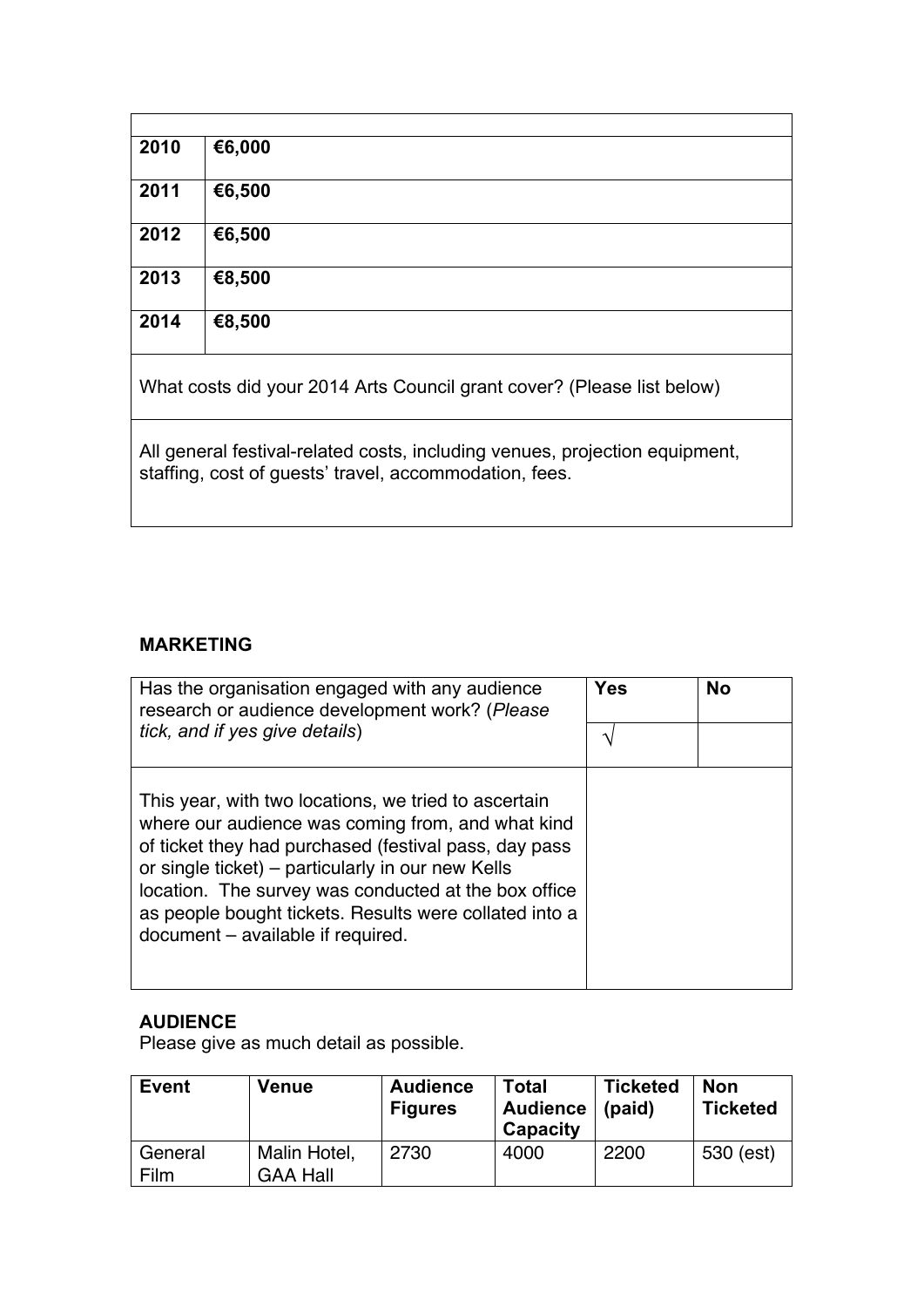| | |
|---|---|
| **2010** | **€6,000** |
| **2011** | **€6,500** |
| **2012** | **€6,500** |
| **2013** | **€8,500** |
| **2014** | **€8,500** |
| What costs did your 2014 Arts Council grant cover? (Please list below) | |
| All general festival-related costs, including venues, projection equipment, staffing, cost of guests' travel, accommodation, fees. | |

### MARKETING

| Has the organisation engaged with any audience research or audience development work? (*Please tick, and if yes give details*) | **Yes** | **No** |
|---|---|---|
| | √ | |
| This year, with two locations, we tried to ascertain where our audience was coming from, and what kind of ticket they had purchased (festival pass, day pass or single ticket) – particularly in our new Kells location. The survey was conducted at the box office as people bought tickets. Results were collated into a document – available if required. | | |

### AUDIENCE

Please give as much detail as possible.

| **Event** | **Venue** | **Audience Figures** | **Total Audience Capacity** | **Ticketed (paid)** | **Non Ticketed** |
|---|---|---|---|---|---|
| General Film | Malin Hotel, GAA Hall | 2730 | 4000 | 2200 | 530 (est) |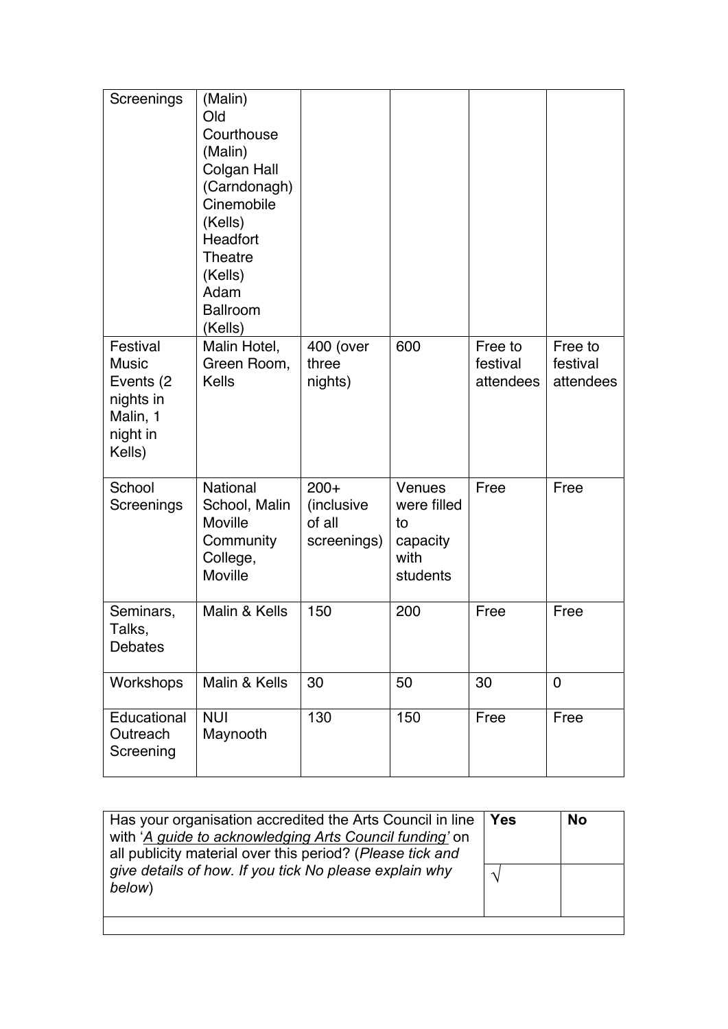| Screenings | (Malin) Old Courthouse (Malin) Colgan Hall (Carndonagh) Cinemobile (Kells) Headfort Theatre (Kells) Adam Ballroom (Kells) | | | | |
|---|---|---|---|---|---|
| Festival Music Events (2 nights in Malin, 1 night in Kells) | Malin Hotel, Green Room, Kells | 400 (over three nights) | 600 | Free to festival attendees | Free to festival attendees |
| School Screenings | National School, Malin Moville Community College, Moville | 200+ (inclusive of all screenings) | Venues were filled to capacity with students | Free | Free |
| Seminars, Talks, Debates | Malin & Kells | 150 | 200 | Free | Free |
| Workshops | Malin & Kells | 30 | 50 | 30 | 0 |
| Educational Outreach Screening | NUI Maynooth | 130 | 150 | Free | Free |

| Has your organisation accredited the Arts Council in line with '*A guide to acknowledging Arts Council funding*' on all publicity material over this period? (*Please tick and give details of how. If you tick No please explain why below*) | **Yes** | **No** |
|---|---|---|
| | √ | |
| | | |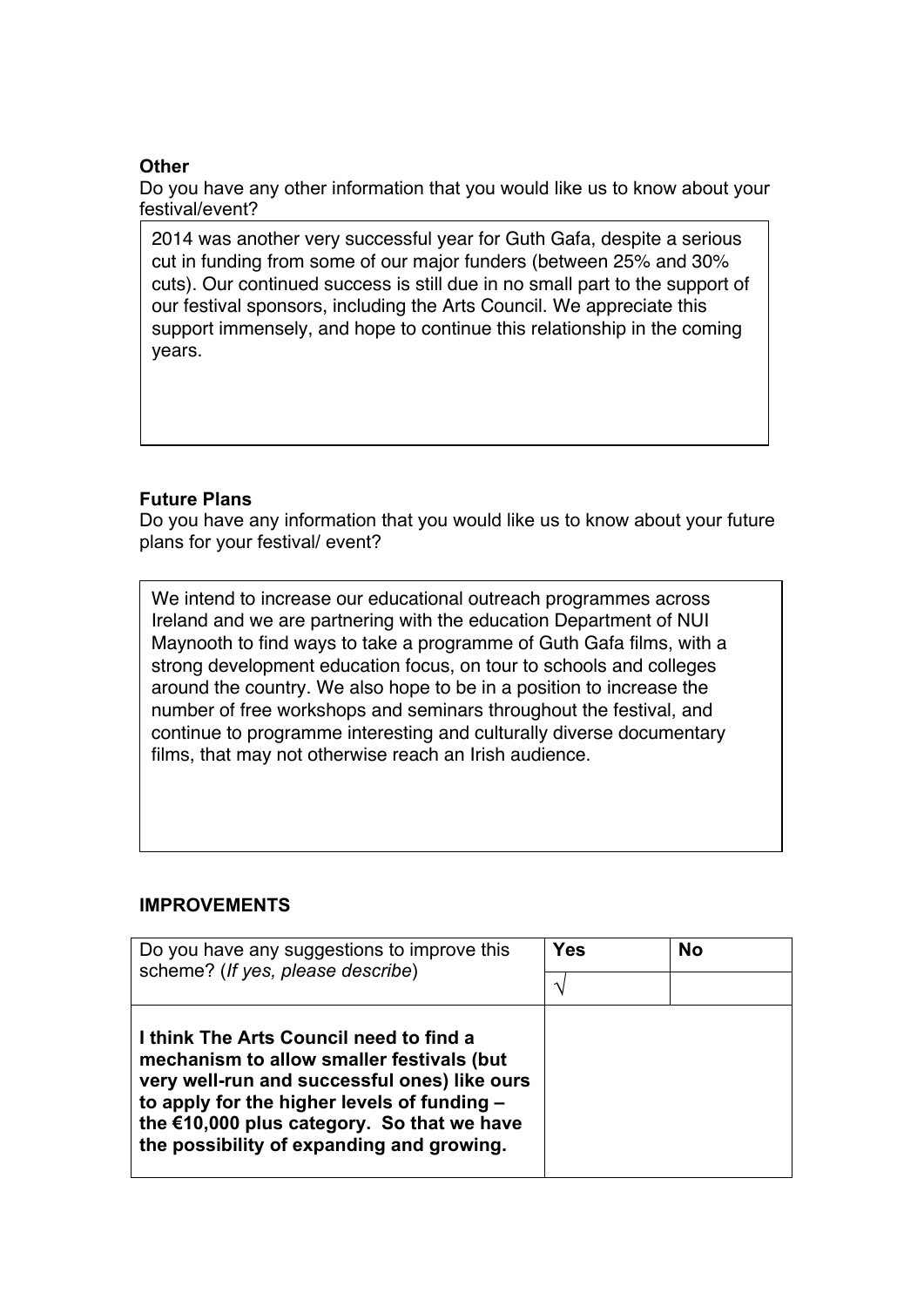**Other**

Do you have any other information that you would like us to know about your festival/event?

2014 was another very successful year for Guth Gafa, despite a serious cut in funding from some of our major funders (between 25% and 30% cuts). Our continued success is still due in no small part to the support of our festival sponsors, including the Arts Council. We appreciate this support immensely, and hope to continue this relationship in the coming years.

**Future Plans**

Do you have any information that you would like us to know about your future plans for your festival/ event?

We intend to increase our educational outreach programmes across Ireland and we are partnering with the education Department of NUI Maynooth to find ways to take a programme of Guth Gafa films, with a strong development education focus, on tour to schools and colleges around the country. We also hope to be in a position to increase the number of free workshops and seminars throughout the festival, and continue to programme interesting and culturally diverse documentary films, that may not otherwise reach an Irish audience.

**IMPROVEMENTS**

| Do you have any suggestions to improve this scheme? (*If yes, please describe*) | **Yes** | **No** |
|---|---|---|
| | √ | |
| **I think The Arts Council need to find a mechanism to allow smaller festivals (but very well-run and successful ones) like ours to apply for the higher levels of funding – the €10,000 plus category. So that we have the possibility of expanding and growing.** | | |